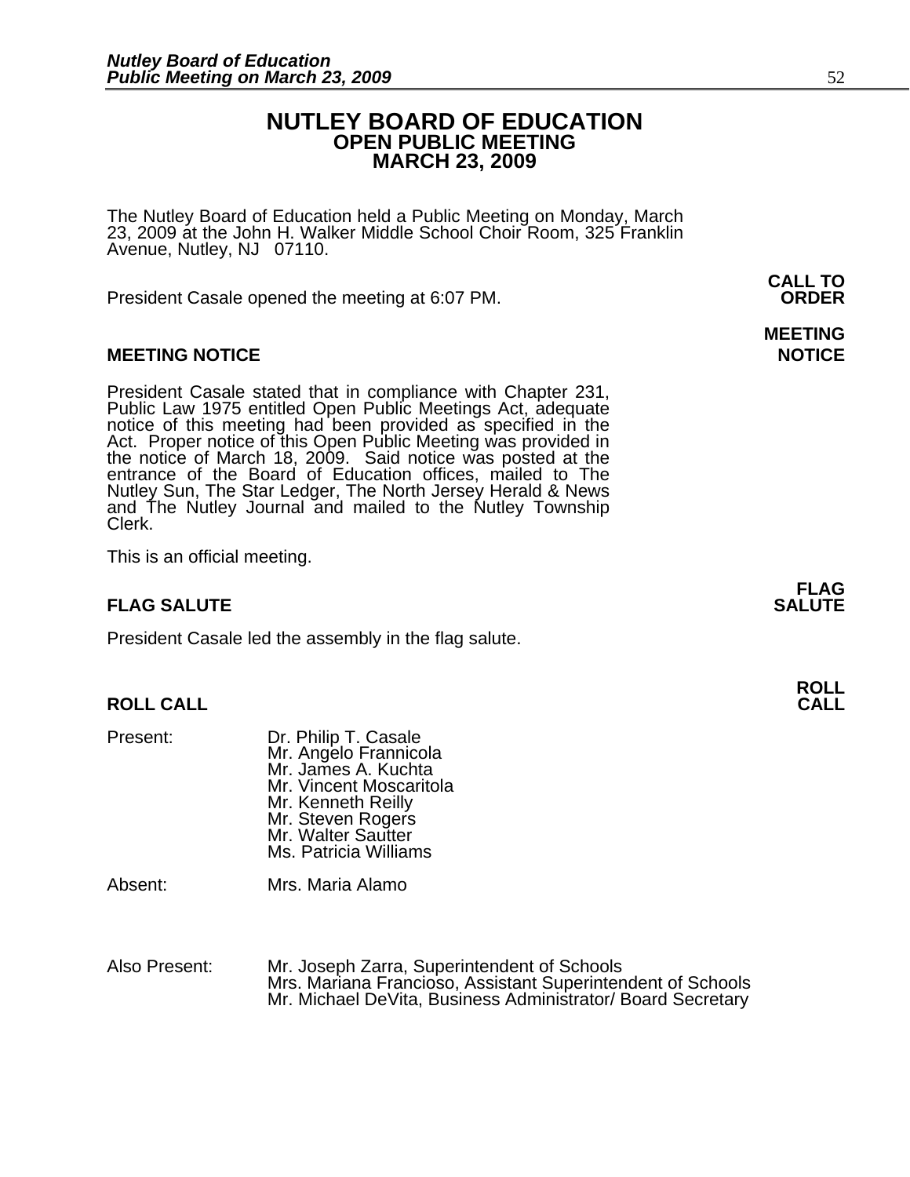# NUTLEY BOARD OF EDUCATION
## OPEN PUBLIC MEETING
## MARCH 23, 2009

The Nutley Board of Education held a Public Meeting on Monday, March 23, 2009 at the John H. Walker Middle School Choir Room, 325 Franklin Avenue, Nutley, NJ 07110.

**CALL TO ORDER**

President Casale opened the meeting at 6:07 PM.

**MEETING NOTICE**

President Casale stated that in compliance with Chapter 231, Public Law 1975 entitled Open Public Meetings Act, adequate notice of this meeting had been provided as specified in the Act. Proper notice of this Open Public Meeting was provided in the notice of March 18, 2009. Said notice was posted at the entrance of the Board of Education offices, mailed to The Nutley Sun, The Star Ledger, The North Jersey Herald & News and The Nutley Journal and mailed to the Nutley Township Clerk.

This is an official meeting.

**FLAG SALUTE**

President Casale led the assembly in the flag salute.

**ROLL CALL**

Present:
- Dr. Philip T. Casale
- Mr. Angelo Frannicola
- Mr. James A. Kuchta
- Mr. Vincent Moscaritola
- Mr. Kenneth Reilly
- Mr. Steven Rogers
- Mr. Walter Sautter
- Ms. Patricia Williams

Absent:
- Mrs. Maria Alamo

Also Present:
- Mr. Joseph Zarra, Superintendent of Schools
- Mrs. Mariana Francioso, Assistant Superintendent of Schools
- Mr. Michael DeVita, Business Administrator/ Board Secretary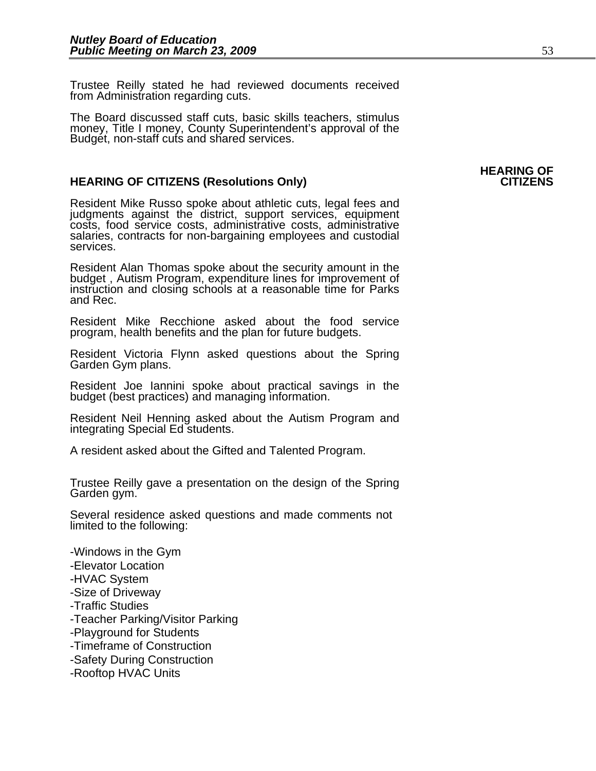Trustee Reilly stated he had reviewed documents received from Administration regarding cuts.

The Board discussed staff cuts, basic skills teachers, stimulus money, Title I money, County Superintendent's approval of the Budget, non-staff cuts and shared services.

**HEARING OF CITIZENS**

## HEARING OF CITIZENS (Resolutions Only)

Resident Mike Russo spoke about athletic cuts, legal fees and judgments against the district, support services, equipment costs, food service costs, administrative costs, administrative salaries, contracts for non-bargaining employees and custodial services.

Resident Alan Thomas spoke about the security amount in the budget , Autism Program, expenditure lines for improvement of instruction and closing schools at a reasonable time for Parks and Rec.

Resident Mike Recchione asked about the food service program, health benefits and the plan for future budgets.

Resident Victoria Flynn asked questions about the Spring Garden Gym plans.

Resident Joe Iannini spoke about practical savings in the budget (best practices) and managing information.

Resident Neil Henning asked about the Autism Program and integrating Special Ed students.

A resident asked about the Gifted and Talented Program.

Trustee Reilly gave a presentation on the design of the Spring Garden gym.

Several residence asked questions and made comments not limited to the following:

- Windows in the Gym
- Elevator Location
- HVAC System
- Size of Driveway
- Traffic Studies
- Teacher Parking/Visitor Parking
- Playground for Students
- Timeframe of Construction
- Safety During Construction
- Rooftop HVAC Units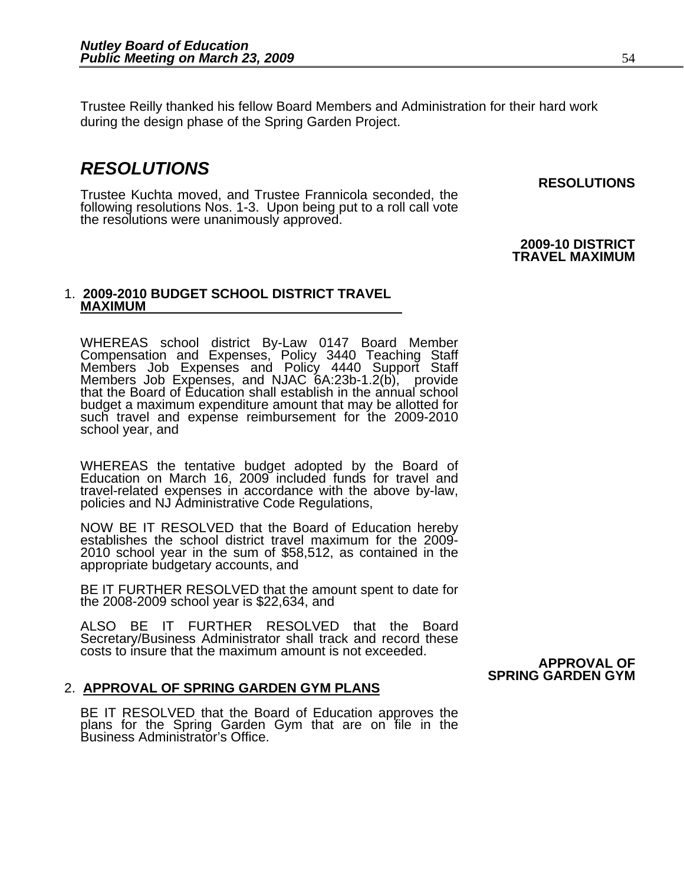Trustee Reilly thanked his fellow Board Members and Administration for their hard work during the design phase of the Spring Garden Project.

## *RESOLUTIONS*

**RESOLUTIONS**

Trustee Kuchta moved, and Trustee Frannicola seconded, the following resolutions Nos. 1-3. Upon being put to a roll call vote the resolutions were unanimously approved.

**2009-10 DISTRICT TRAVEL MAXIMUM**

1. **2009-2010 BUDGET SCHOOL DISTRICT TRAVEL MAXIMUM**

WHEREAS school district By-Law 0147 Board Member Compensation and Expenses, Policy 3440 Teaching Staff Members Job Expenses and Policy 4440 Support Staff Members Job Expenses, and NJAC 6A:23b-1.2(b), provide that the Board of Education shall establish in the annual school budget a maximum expenditure amount that may be allotted for such travel and expense reimbursement for the 2009-2010 school year, and

WHEREAS the tentative budget adopted by the Board of Education on March 16, 2009 included funds for travel and travel-related expenses in accordance with the above by-law, policies and NJ Administrative Code Regulations,

NOW BE IT RESOLVED that the Board of Education hereby establishes the school district travel maximum for the 2009-2010 school year in the sum of $58,512, as contained in the appropriate budgetary accounts, and

BE IT FURTHER RESOLVED that the amount spent to date for the 2008-2009 school year is $22,634, and

ALSO BE IT FURTHER RESOLVED that the Board Secretary/Business Administrator shall track and record these costs to insure that the maximum amount is not exceeded.

**APPROVAL OF SPRING GARDEN GYM**

2. **APPROVAL OF SPRING GARDEN GYM PLANS**

BE IT RESOLVED that the Board of Education approves the plans for the Spring Garden Gym that are on file in the Business Administrator's Office.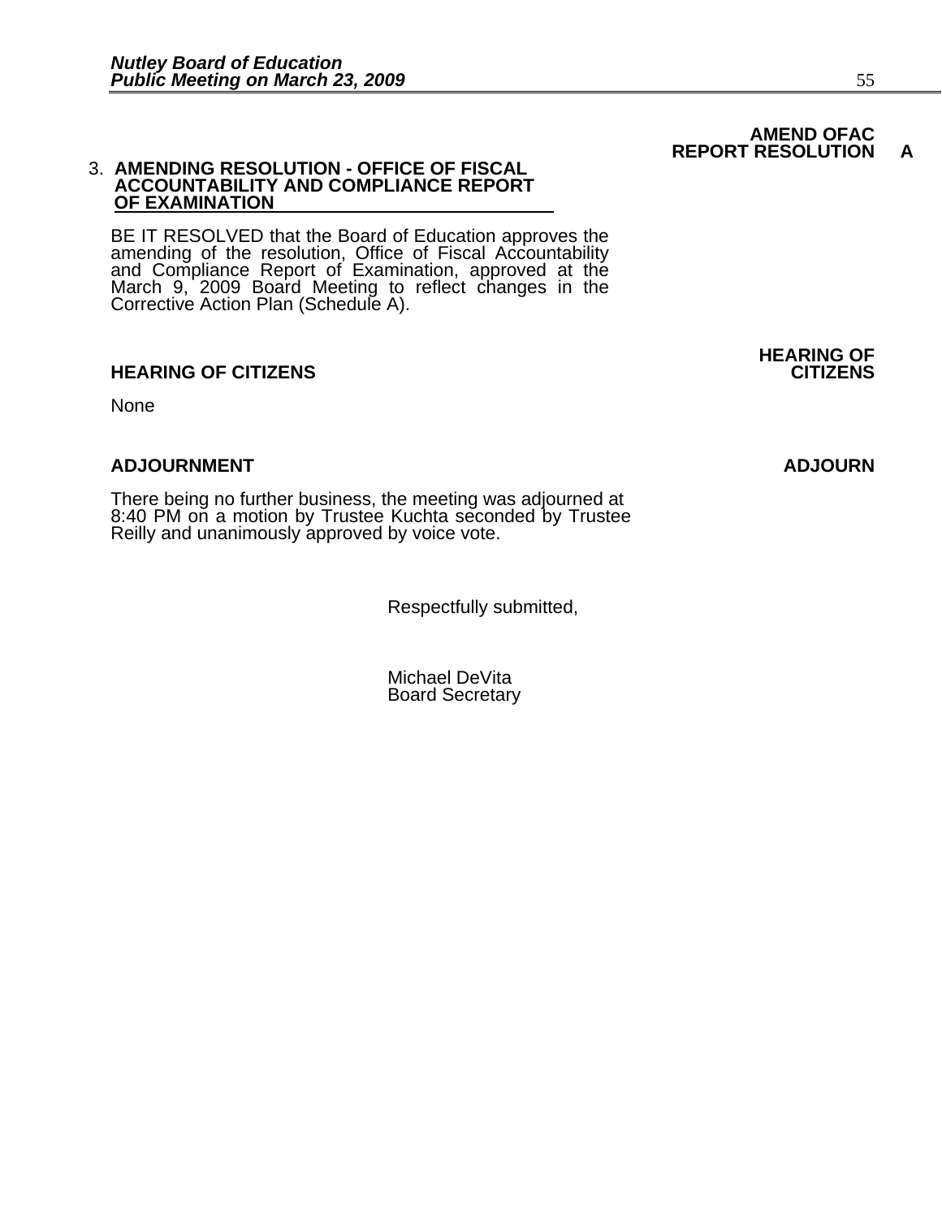**AMEND OFAC REPORT RESOLUTION A**

3. **AMENDING RESOLUTION - OFFICE OF FISCAL ACCOUNTABILITY AND COMPLIANCE REPORT OF EXAMINATION**

BE IT RESOLVED that the Board of Education approves the amending of the resolution, Office of Fiscal Accountability and Compliance Report of Examination, approved at the March 9, 2009 Board Meeting to reflect changes in the Corrective Action Plan (Schedule A).

**HEARING OF CITIZENS**

**HEARING OF CITIZENS**

None

**ADJOURNMENT**

**ADJOURN**

There being no further business, the meeting was adjourned at 8:40 PM on a motion by Trustee Kuchta seconded by Trustee Reilly and unanimously approved by voice vote.

Respectfully submitted,

Michael DeVita
Board Secretary